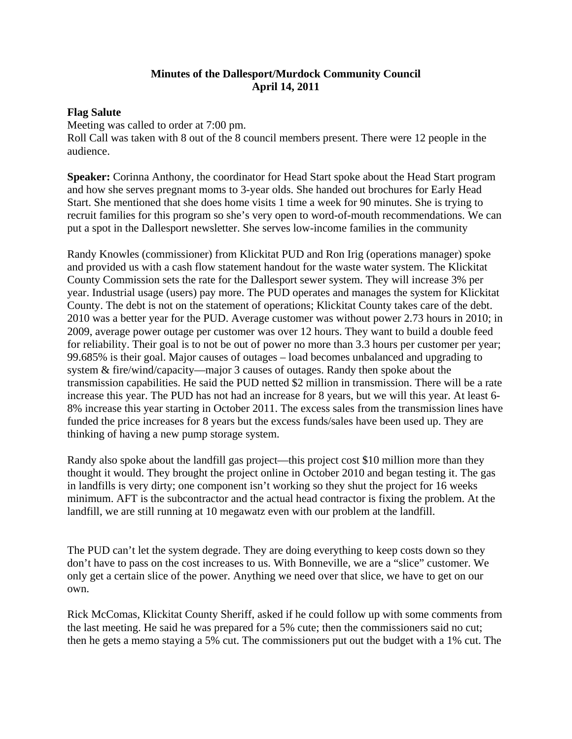# Minutes of the Dallesport/Murdock Community Council
## April 14, 2011

**Flag Salute**
Meeting was called to order at 7:00 pm.
Roll Call was taken with 8 out of the 8 council members present. There were 12 people in the audience.

**Speaker:** Corinna Anthony, the coordinator for Head Start spoke about the Head Start program and how she serves pregnant moms to 3-year olds. She handed out brochures for Early Head Start. She mentioned that she does home visits 1 time a week for 90 minutes. She is trying to recruit families for this program so she's very open to word-of-mouth recommendations. We can put a spot in the Dallesport newsletter. She serves low-income families in the community

Randy Knowles (commissioner) from Klickitat PUD and Ron Irig (operations manager) spoke and provided us with a cash flow statement handout for the waste water system. The Klickitat County Commission sets the rate for the Dallesport sewer system. They will increase 3% per year. Industrial usage (users) pay more. The PUD operates and manages the system for Klickitat County. The debt is not on the statement of operations; Klickitat County takes care of the debt. 2010 was a better year for the PUD. Average customer was without power 2.73 hours in 2010; in 2009, average power outage per customer was over 12 hours. They want to build a double feed for reliability. Their goal is to not be out of power no more than 3.3 hours per customer per year; 99.685% is their goal. Major causes of outages – load becomes unbalanced and upgrading to system & fire/wind/capacity—major 3 causes of outages. Randy then spoke about the transmission capabilities. He said the PUD netted $2 million in transmission. There will be a rate increase this year. The PUD has not had an increase for 8 years, but we will this year. At least 6-8% increase this year starting in October 2011. The excess sales from the transmission lines have funded the price increases for 8 years but the excess funds/sales have been used up. They are thinking of having a new pump storage system.

Randy also spoke about the landfill gas project—this project cost $10 million more than they thought it would. They brought the project online in October 2010 and began testing it. The gas in landfills is very dirty; one component isn't working so they shut the project for 16 weeks minimum. AFT is the subcontractor and the actual head contractor is fixing the problem. At the landfill, we are still running at 10 megawatz even with our problem at the landfill.

The PUD can't let the system degrade. They are doing everything to keep costs down so they don't have to pass on the cost increases to us. With Bonneville, we are a "slice" customer. We only get a certain slice of the power. Anything we need over that slice, we have to get on our own.

Rick McComas, Klickitat County Sheriff, asked if he could follow up with some comments from the last meeting. He said he was prepared for a 5% cute; then the commissioners said no cut; then he gets a memo staying a 5% cut. The commissioners put out the budget with a 1% cut. The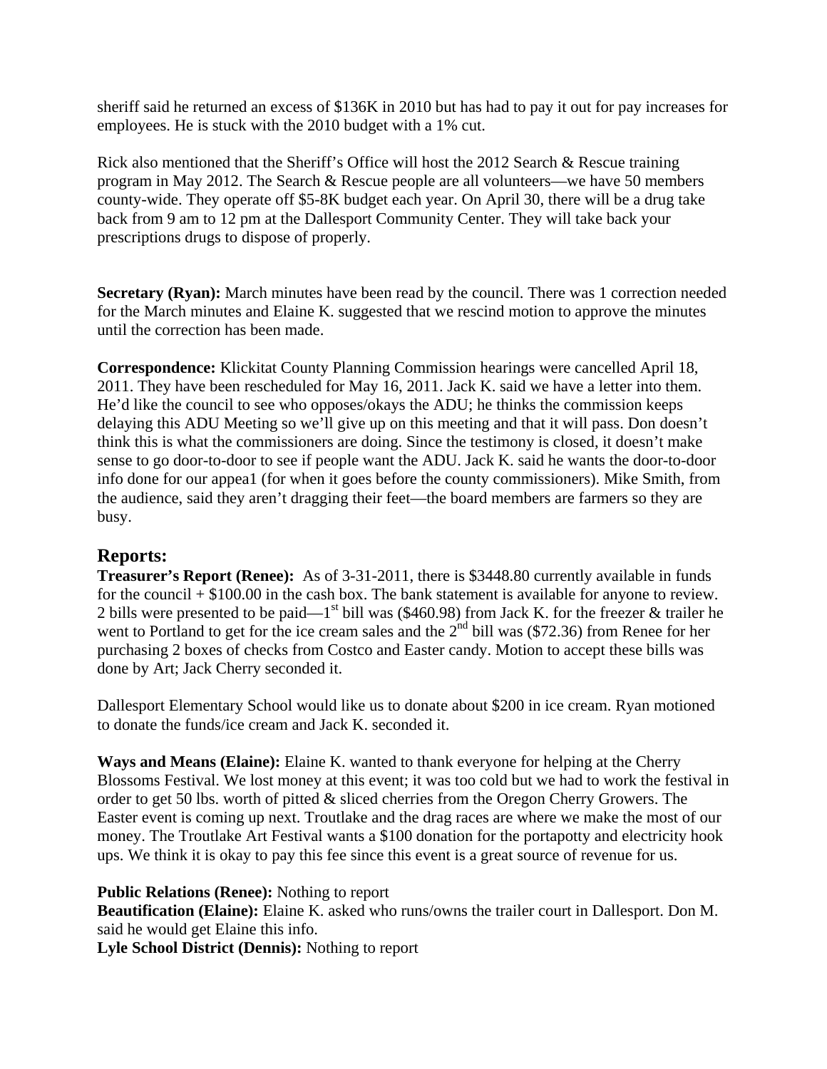sheriff said he returned an excess of $136K in 2010 but has had to pay it out for pay increases for employees. He is stuck with the 2010 budget with a 1% cut.

Rick also mentioned that the Sheriff's Office will host the 2012 Search & Rescue training program in May 2012. The Search & Rescue people are all volunteers—we have 50 members county-wide. They operate off $5-8K budget each year. On April 30, there will be a drug take back from 9 am to 12 pm at the Dallesport Community Center. They will take back your prescriptions drugs to dispose of properly.

**Secretary (Ryan):** March minutes have been read by the council. There was 1 correction needed for the March minutes and Elaine K. suggested that we rescind motion to approve the minutes until the correction has been made.

**Correspondence:** Klickitat County Planning Commission hearings were cancelled April 18, 2011. They have been rescheduled for May 16, 2011. Jack K. said we have a letter into them. He'd like the council to see who opposes/okays the ADU; he thinks the commission keeps delaying this ADU Meeting so we'll give up on this meeting and that it will pass. Don doesn't think this is what the commissioners are doing. Since the testimony is closed, it doesn't make sense to go door-to-door to see if people want the ADU. Jack K. said he wants the door-to-door info done for our appea1 (for when it goes before the county commissioners). Mike Smith, from the audience, said they aren't dragging their feet—the board members are farmers so they are busy.

## Reports:

**Treasurer's Report (Renee):** As of 3-31-2011, there is $3448.80 currently available in funds for the council + $100.00 in the cash box. The bank statement is available for anyone to review. 2 bills were presented to be paid—1st bill was ($460.98) from Jack K. for the freezer & trailer he went to Portland to get for the ice cream sales and the 2nd bill was ($72.36) from Renee for her purchasing 2 boxes of checks from Costco and Easter candy. Motion to accept these bills was done by Art; Jack Cherry seconded it.

Dallesport Elementary School would like us to donate about $200 in ice cream. Ryan motioned to donate the funds/ice cream and Jack K. seconded it.

**Ways and Means (Elaine):** Elaine K. wanted to thank everyone for helping at the Cherry Blossoms Festival. We lost money at this event; it was too cold but we had to work the festival in order to get 50 lbs. worth of pitted & sliced cherries from the Oregon Cherry Growers. The Easter event is coming up next. Troutlake and the drag races are where we make the most of our money. The Troutlake Art Festival wants a $100 donation for the portapotty and electricity hook ups. We think it is okay to pay this fee since this event is a great source of revenue for us.

**Public Relations (Renee):** Nothing to report
**Beautification (Elaine):** Elaine K. asked who runs/owns the trailer court in Dallesport. Don M. said he would get Elaine this info.
**Lyle School District (Dennis):** Nothing to report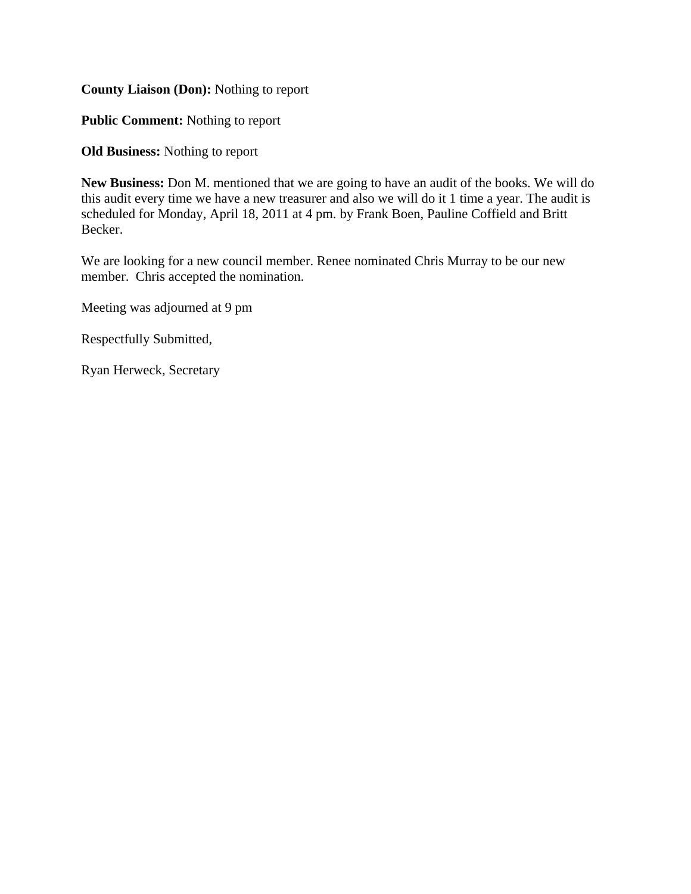**County Liaison (Don):** Nothing to report

**Public Comment:** Nothing to report

**Old Business:** Nothing to report

**New Business:** Don M. mentioned that we are going to have an audit of the books. We will do this audit every time we have a new treasurer and also we will do it 1 time a year. The audit is scheduled for Monday, April 18, 2011 at 4 pm. by Frank Boen, Pauline Coffield and Britt Becker.

We are looking for a new council member. Renee nominated Chris Murray to be our new member. Chris accepted the nomination.

Meeting was adjourned at 9 pm

Respectfully Submitted,

Ryan Herweck, Secretary